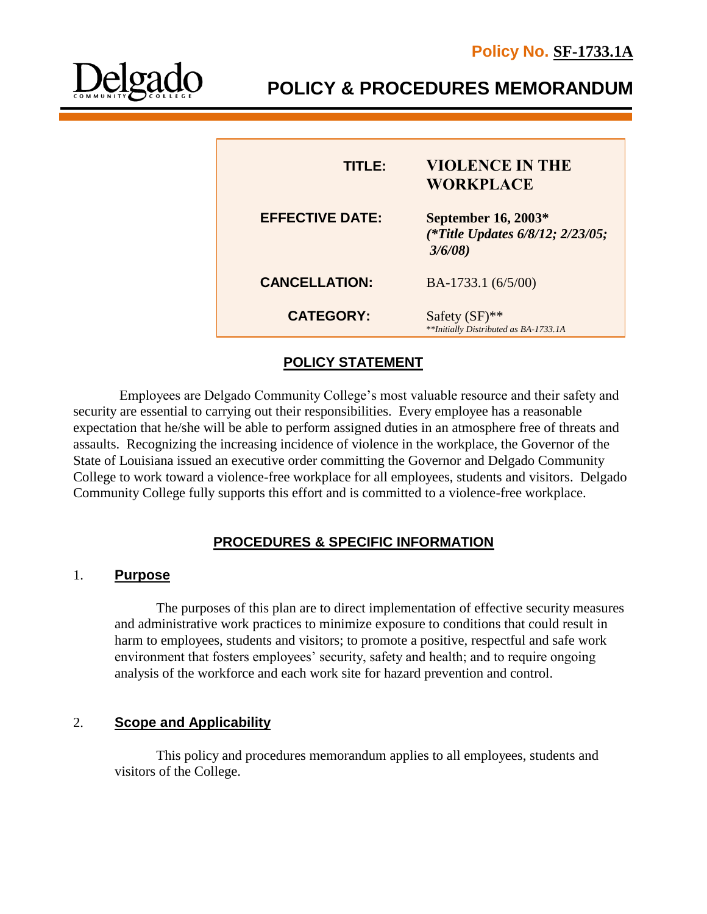**Policy No. SF-1733.1A**

Delgado Community College

# POLICY & PROCEDURES MEMORANDUM

| | |
|---|---|
| **TITLE:** | **VIOLENCE IN THE WORKPLACE** |
| **EFFECTIVE DATE:** | **September 16, 2003*** ***(*Title Updates 6/8/12; 2/23/05; 3/6/08)*** |
| **CANCELLATION:** | BA-1733.1 (6/5/00) |
| **CATEGORY:** | Safety (SF)** *\*\*Initially Distributed as BA-1733.1A* |

## POLICY STATEMENT

Employees are Delgado Community College's most valuable resource and their safety and security are essential to carrying out their responsibilities. Every employee has a reasonable expectation that he/she will be able to perform assigned duties in an atmosphere free of threats and assaults. Recognizing the increasing incidence of violence in the workplace, the Governor of the State of Louisiana issued an executive order committing the Governor and Delgado Community College to work toward a violence-free workplace for all employees, students and visitors. Delgado Community College fully supports this effort and is committed to a violence-free workplace.

## PROCEDURES & SPECIFIC INFORMATION

### 1. Purpose

The purposes of this plan are to direct implementation of effective security measures and administrative work practices to minimize exposure to conditions that could result in harm to employees, students and visitors; to promote a positive, respectful and safe work environment that fosters employees' security, safety and health; and to require ongoing analysis of the workforce and each work site for hazard prevention and control.

### 2. Scope and Applicability

This policy and procedures memorandum applies to all employees, students and visitors of the College.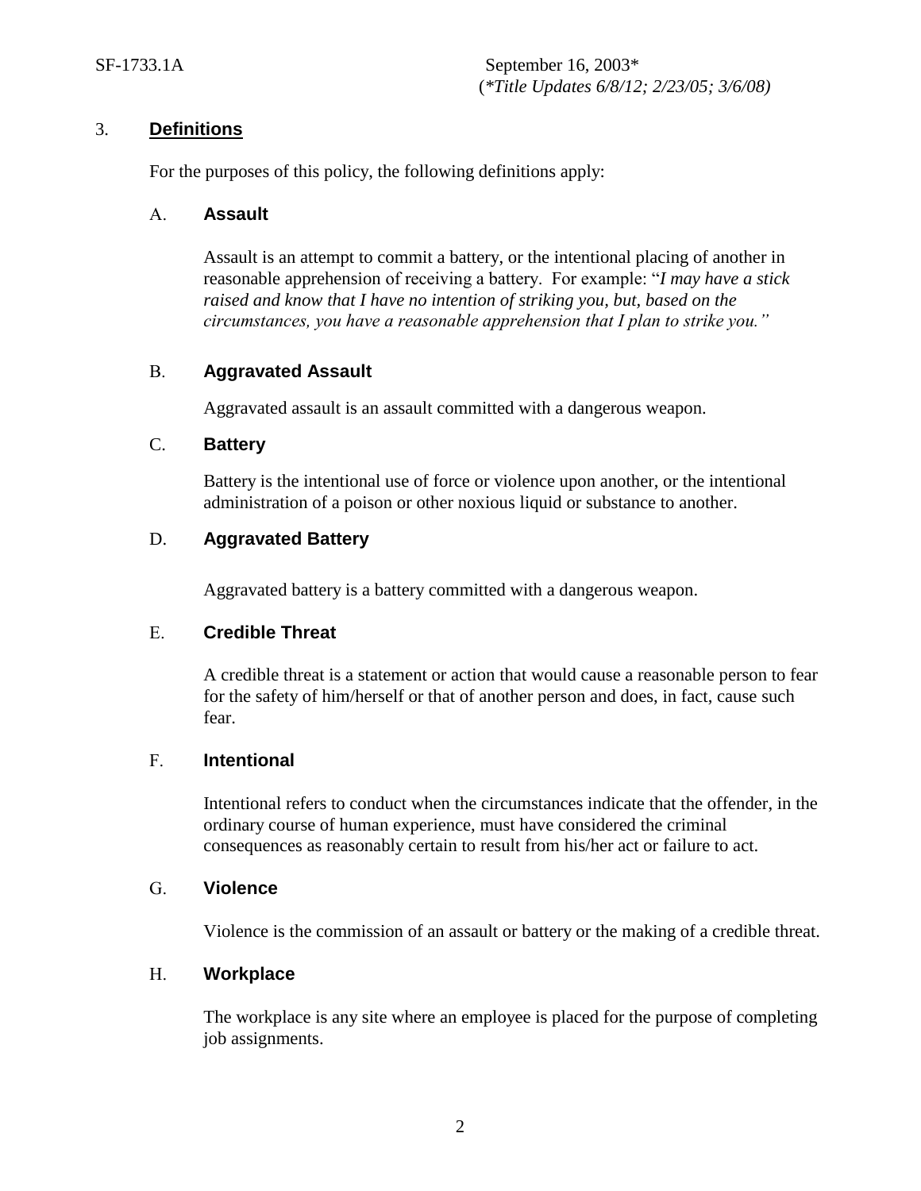## 3. Definitions

For the purposes of this policy, the following definitions apply:

### A. Assault

Assault is an attempt to commit a battery, or the intentional placing of another in reasonable apprehension of receiving a battery. For example: "*I may have a stick raised and know that I have no intention of striking you, but, based on the circumstances, you have a reasonable apprehension that I plan to strike you."*

### B. Aggravated Assault

Aggravated assault is an assault committed with a dangerous weapon.

### C. Battery

Battery is the intentional use of force or violence upon another, or the intentional administration of a poison or other noxious liquid or substance to another.

### D. Aggravated Battery

Aggravated battery is a battery committed with a dangerous weapon.

### E. Credible Threat

A credible threat is a statement or action that would cause a reasonable person to fear for the safety of him/herself or that of another person and does, in fact, cause such fear.

### F. Intentional

Intentional refers to conduct when the circumstances indicate that the offender, in the ordinary course of human experience, must have considered the criminal consequences as reasonably certain to result from his/her act or failure to act.

### G. Violence

Violence is the commission of an assault or battery or the making of a credible threat.

### H. Workplace

The workplace is any site where an employee is placed for the purpose of completing job assignments.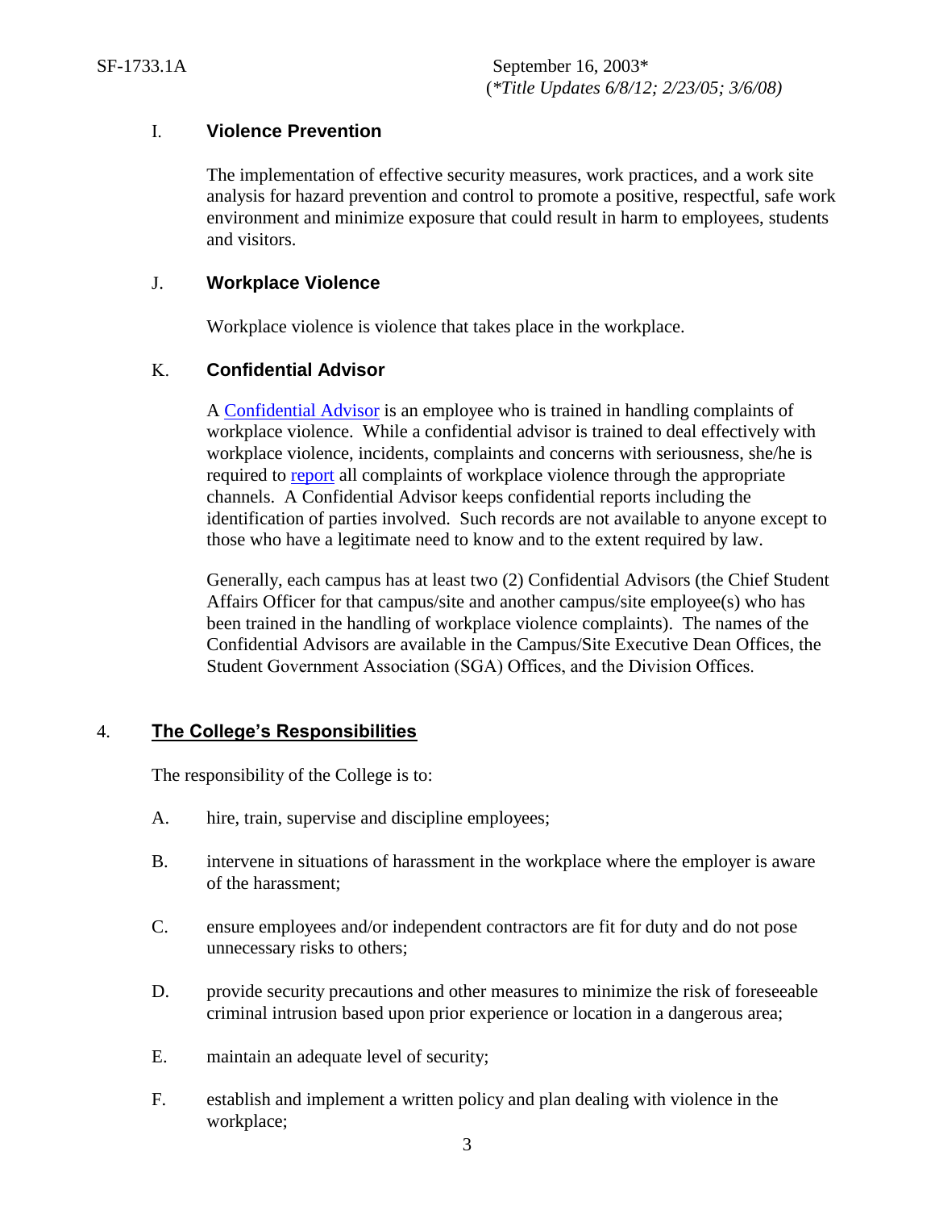### I. Violence Prevention

The implementation of effective security measures, work practices, and a work site analysis for hazard prevention and control to promote a positive, respectful, safe work environment and minimize exposure that could result in harm to employees, students and visitors.

### J. Workplace Violence

Workplace violence is violence that takes place in the workplace.

### K. Confidential Advisor

A Confidential Advisor is an employee who is trained in handling complaints of workplace violence. While a confidential advisor is trained to deal effectively with workplace violence, incidents, complaints and concerns with seriousness, she/he is required to report all complaints of workplace violence through the appropriate channels. A Confidential Advisor keeps confidential reports including the identification of parties involved. Such records are not available to anyone except to those who have a legitimate need to know and to the extent required by law.

Generally, each campus has at least two (2) Confidential Advisors (the Chief Student Affairs Officer for that campus/site and another campus/site employee(s) who has been trained in the handling of workplace violence complaints). The names of the Confidential Advisors are available in the Campus/Site Executive Dean Offices, the Student Government Association (SGA) Offices, and the Division Offices.

## 4. The College's Responsibilities

The responsibility of the College is to:

A. hire, train, supervise and discipline employees;

B. intervene in situations of harassment in the workplace where the employer is aware of the harassment;

C. ensure employees and/or independent contractors are fit for duty and do not pose unnecessary risks to others;

D. provide security precautions and other measures to minimize the risk of foreseeable criminal intrusion based upon prior experience or location in a dangerous area;

E. maintain an adequate level of security;

F. establish and implement a written policy and plan dealing with violence in the workplace;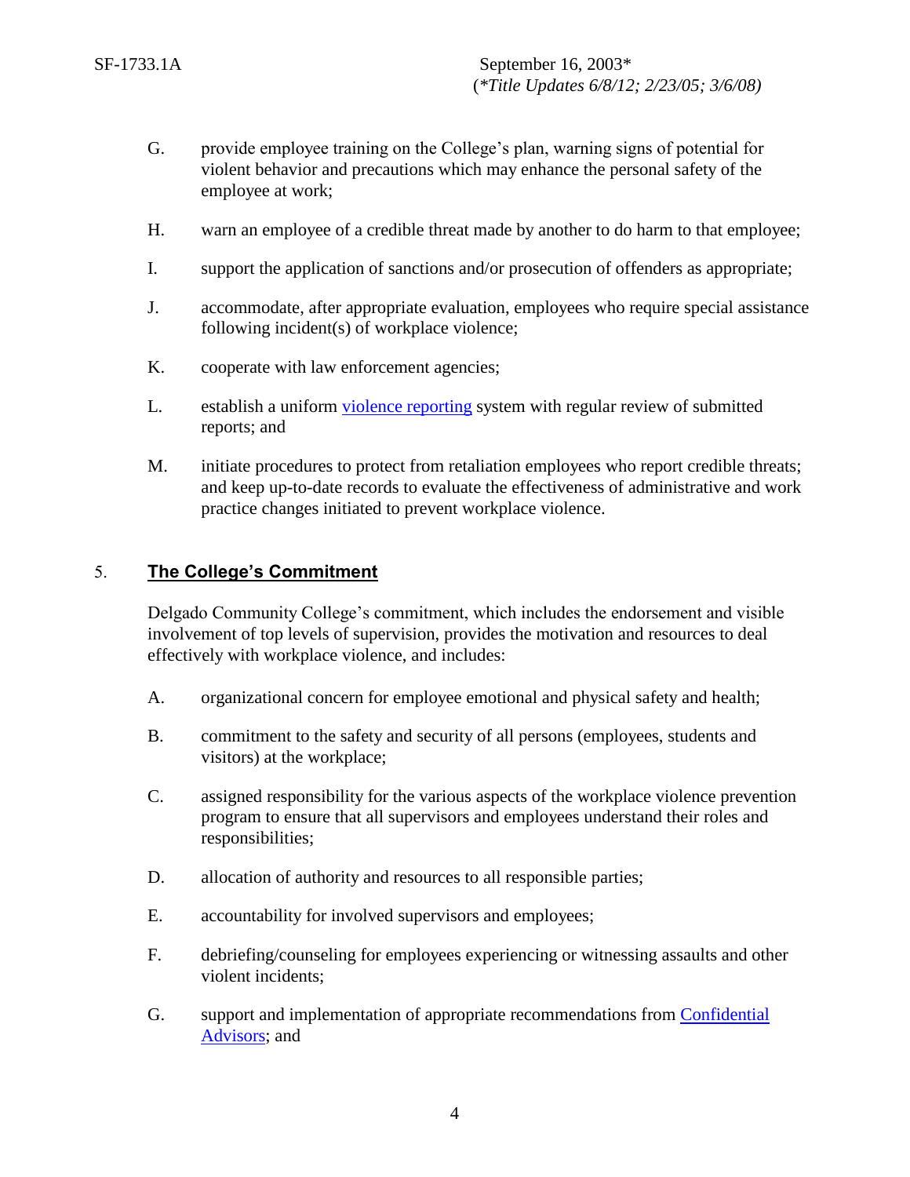G. provide employee training on the College's plan, warning signs of potential for violent behavior and precautions which may enhance the personal safety of the employee at work;

H. warn an employee of a credible threat made by another to do harm to that employee;

I. support the application of sanctions and/or prosecution of offenders as appropriate;

J. accommodate, after appropriate evaluation, employees who require special assistance following incident(s) of workplace violence;

K. cooperate with law enforcement agencies;

L. establish a uniform violence reporting system with regular review of submitted reports; and

M. initiate procedures to protect from retaliation employees who report credible threats; and keep up-to-date records to evaluate the effectiveness of administrative and work practice changes initiated to prevent workplace violence.

## 5. The College's Commitment

Delgado Community College's commitment, which includes the endorsement and visible involvement of top levels of supervision, provides the motivation and resources to deal effectively with workplace violence, and includes:

A. organizational concern for employee emotional and physical safety and health;

B. commitment to the safety and security of all persons (employees, students and visitors) at the workplace;

C. assigned responsibility for the various aspects of the workplace violence prevention program to ensure that all supervisors and employees understand their roles and responsibilities;

D. allocation of authority and resources to all responsible parties;

E. accountability for involved supervisors and employees;

F. debriefing/counseling for employees experiencing or witnessing assaults and other violent incidents;

G. support and implementation of appropriate recommendations from Confidential Advisors; and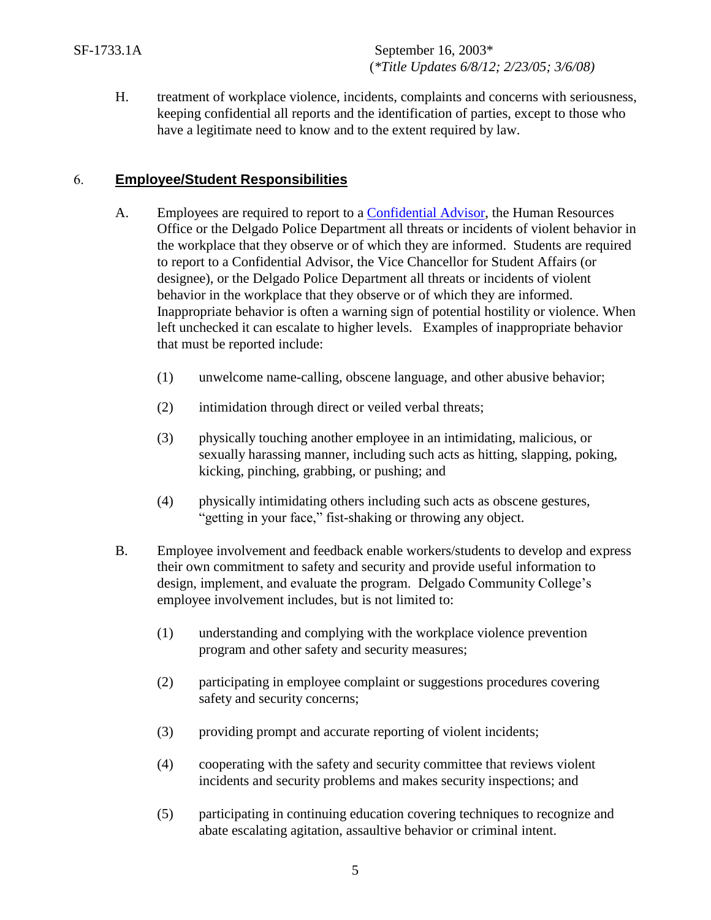H. treatment of workplace violence, incidents, complaints and concerns with seriousness, keeping confidential all reports and the identification of parties, except to those who have a legitimate need to know and to the extent required by law.

## 6. Employee/Student Responsibilities

A. Employees are required to report to a Confidential Advisor, the Human Resources Office or the Delgado Police Department all threats or incidents of violent behavior in the workplace that they observe or of which they are informed. Students are required to report to a Confidential Advisor, the Vice Chancellor for Student Affairs (or designee), or the Delgado Police Department all threats or incidents of violent behavior in the workplace that they observe or of which they are informed. Inappropriate behavior is often a warning sign of potential hostility or violence. When left unchecked it can escalate to higher levels. Examples of inappropriate behavior that must be reported include:

   (1) unwelcome name-calling, obscene language, and other abusive behavior;

   (2) intimidation through direct or veiled verbal threats;

   (3) physically touching another employee in an intimidating, malicious, or sexually harassing manner, including such acts as hitting, slapping, poking, kicking, pinching, grabbing, or pushing; and

   (4) physically intimidating others including such acts as obscene gestures, "getting in your face," fist-shaking or throwing any object.

B. Employee involvement and feedback enable workers/students to develop and express their own commitment to safety and security and provide useful information to design, implement, and evaluate the program. Delgado Community College's employee involvement includes, but is not limited to:

   (1) understanding and complying with the workplace violence prevention program and other safety and security measures;

   (2) participating in employee complaint or suggestions procedures covering safety and security concerns;

   (3) providing prompt and accurate reporting of violent incidents;

   (4) cooperating with the safety and security committee that reviews violent incidents and security problems and makes security inspections; and

   (5) participating in continuing education covering techniques to recognize and abate escalating agitation, assaultive behavior or criminal intent.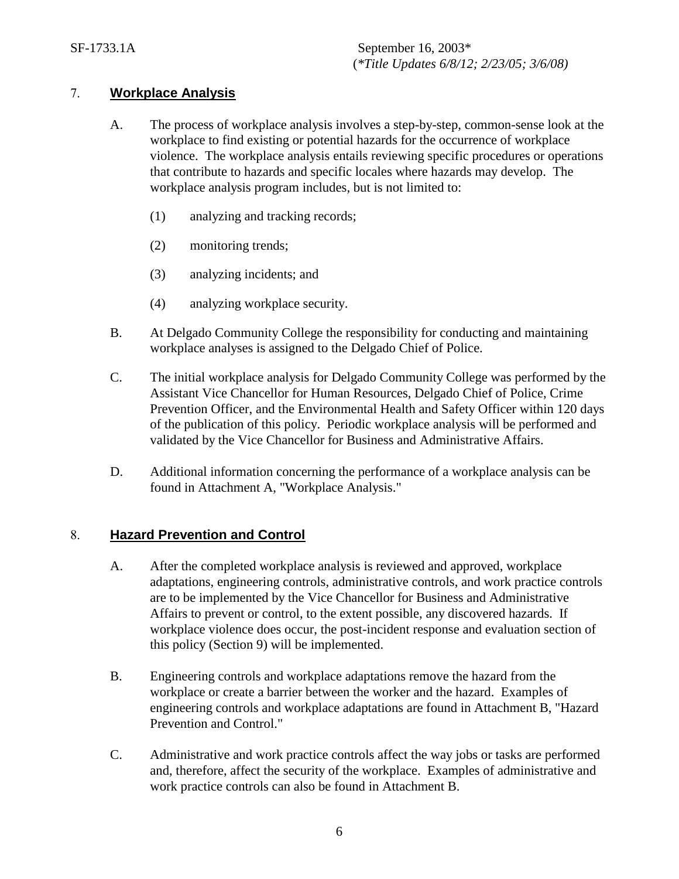## 7. Workplace Analysis

A. The process of workplace analysis involves a step-by-step, common-sense look at the workplace to find existing or potential hazards for the occurrence of workplace violence. The workplace analysis entails reviewing specific procedures or operations that contribute to hazards and specific locales where hazards may develop. The workplace analysis program includes, but is not limited to:

   (1) analyzing and tracking records;

   (2) monitoring trends;

   (3) analyzing incidents; and

   (4) analyzing workplace security.

B. At Delgado Community College the responsibility for conducting and maintaining workplace analyses is assigned to the Delgado Chief of Police.

C. The initial workplace analysis for Delgado Community College was performed by the Assistant Vice Chancellor for Human Resources, Delgado Chief of Police, Crime Prevention Officer, and the Environmental Health and Safety Officer within 120 days of the publication of this policy. Periodic workplace analysis will be performed and validated by the Vice Chancellor for Business and Administrative Affairs.

D. Additional information concerning the performance of a workplace analysis can be found in Attachment A, "Workplace Analysis."

## 8. Hazard Prevention and Control

A. After the completed workplace analysis is reviewed and approved, workplace adaptations, engineering controls, administrative controls, and work practice controls are to be implemented by the Vice Chancellor for Business and Administrative Affairs to prevent or control, to the extent possible, any discovered hazards. If workplace violence does occur, the post-incident response and evaluation section of this policy (Section 9) will be implemented.

B. Engineering controls and workplace adaptations remove the hazard from the workplace or create a barrier between the worker and the hazard. Examples of engineering controls and workplace adaptations are found in Attachment B, "Hazard Prevention and Control."

C. Administrative and work practice controls affect the way jobs or tasks are performed and, therefore, affect the security of the workplace. Examples of administrative and work practice controls can also be found in Attachment B.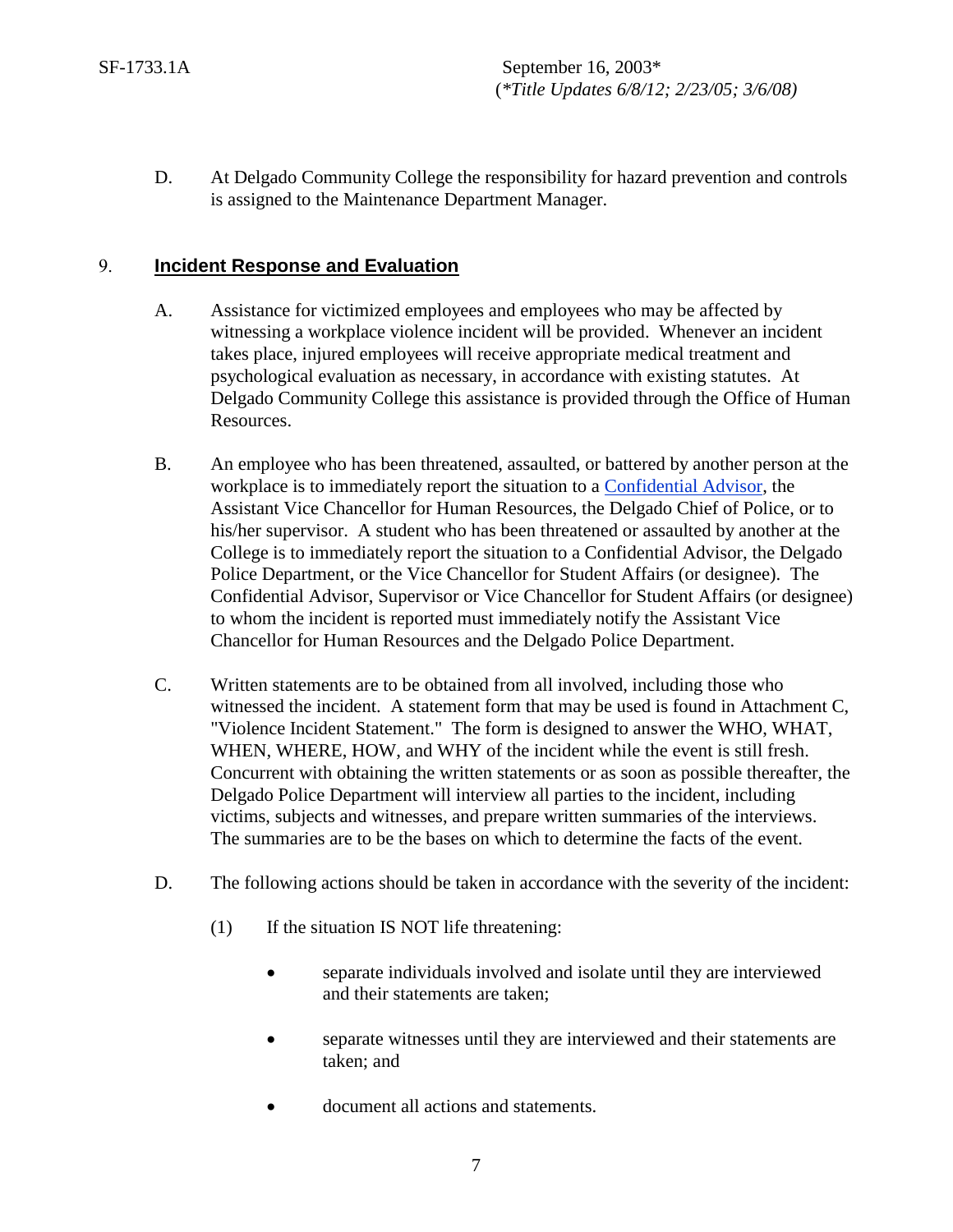D. At Delgado Community College the responsibility for hazard prevention and controls is assigned to the Maintenance Department Manager.

## 9. Incident Response and Evaluation

A. Assistance for victimized employees and employees who may be affected by witnessing a workplace violence incident will be provided. Whenever an incident takes place, injured employees will receive appropriate medical treatment and psychological evaluation as necessary, in accordance with existing statutes. At Delgado Community College this assistance is provided through the Office of Human Resources.

B. An employee who has been threatened, assaulted, or battered by another person at the workplace is to immediately report the situation to a Confidential Advisor, the Assistant Vice Chancellor for Human Resources, the Delgado Chief of Police, or to his/her supervisor. A student who has been threatened or assaulted by another at the College is to immediately report the situation to a Confidential Advisor, the Delgado Police Department, or the Vice Chancellor for Student Affairs (or designee). The Confidential Advisor, Supervisor or Vice Chancellor for Student Affairs (or designee) to whom the incident is reported must immediately notify the Assistant Vice Chancellor for Human Resources and the Delgado Police Department.

C. Written statements are to be obtained from all involved, including those who witnessed the incident. A statement form that may be used is found in Attachment C, "Violence Incident Statement." The form is designed to answer the WHO, WHAT, WHEN, WHERE, HOW, and WHY of the incident while the event is still fresh. Concurrent with obtaining the written statements or as soon as possible thereafter, the Delgado Police Department will interview all parties to the incident, including victims, subjects and witnesses, and prepare written summaries of the interviews. The summaries are to be the bases on which to determine the facts of the event.

D. The following actions should be taken in accordance with the severity of the incident:

(1) If the situation IS NOT life threatening:

- separate individuals involved and isolate until they are interviewed and their statements are taken;
- separate witnesses until they are interviewed and their statements are taken; and
- document all actions and statements.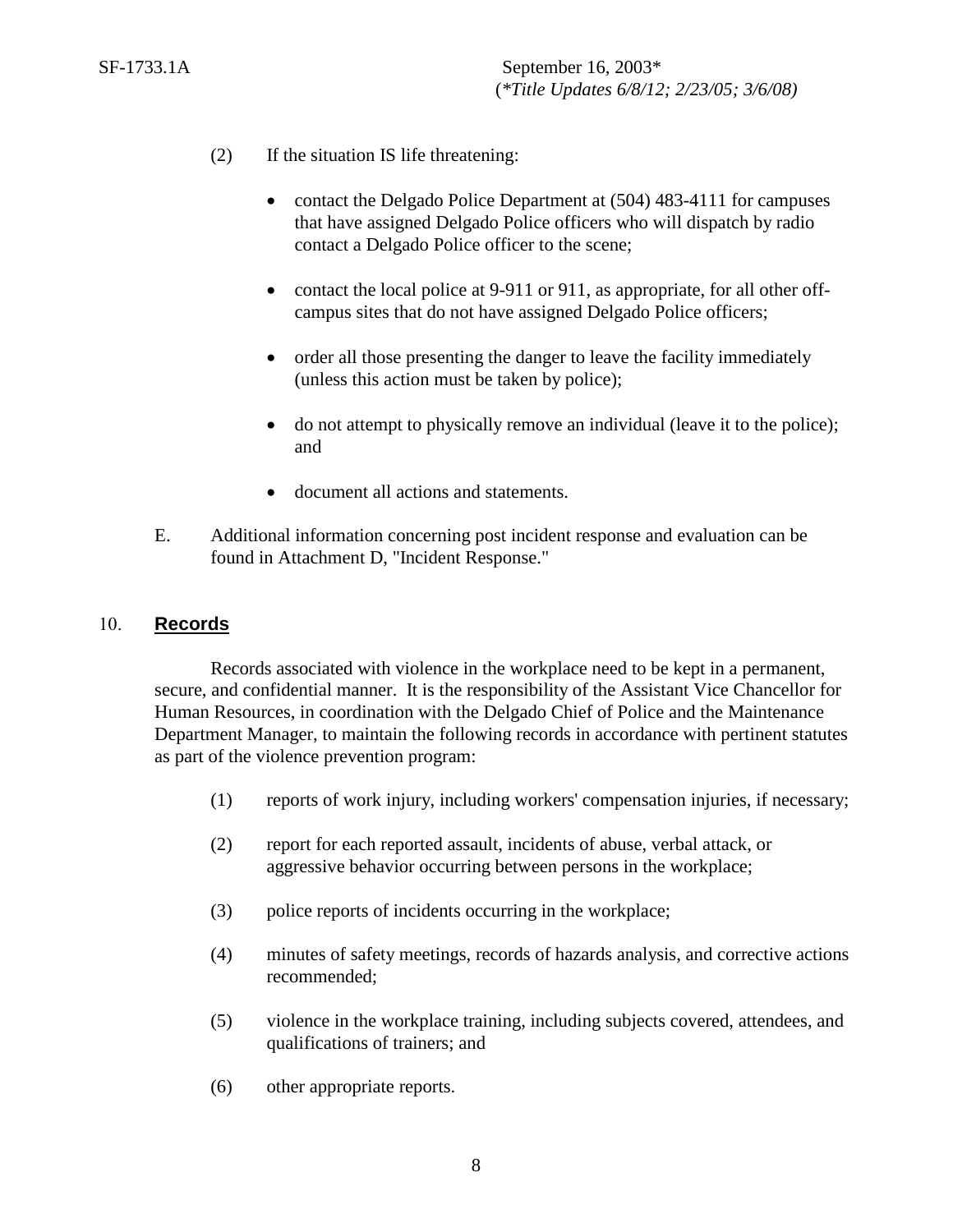(2) If the situation IS life threatening:

- contact the Delgado Police Department at (504) 483-4111 for campuses that have assigned Delgado Police officers who will dispatch by radio contact a Delgado Police officer to the scene;
- contact the local police at 9-911 or 911, as appropriate, for all other off-campus sites that do not have assigned Delgado Police officers;
- order all those presenting the danger to leave the facility immediately (unless this action must be taken by police);
- do not attempt to physically remove an individual (leave it to the police); and
- document all actions and statements.

E. Additional information concerning post incident response and evaluation can be found in Attachment D, "Incident Response."

## 10. **Records**

Records associated with violence in the workplace need to be kept in a permanent, secure, and confidential manner. It is the responsibility of the Assistant Vice Chancellor for Human Resources, in coordination with the Delgado Chief of Police and the Maintenance Department Manager, to maintain the following records in accordance with pertinent statutes as part of the violence prevention program:

(1) reports of work injury, including workers' compensation injuries, if necessary;

(2) report for each reported assault, incidents of abuse, verbal attack, or aggressive behavior occurring between persons in the workplace;

(3) police reports of incidents occurring in the workplace;

(4) minutes of safety meetings, records of hazards analysis, and corrective actions recommended;

(5) violence in the workplace training, including subjects covered, attendees, and qualifications of trainers; and

(6) other appropriate reports.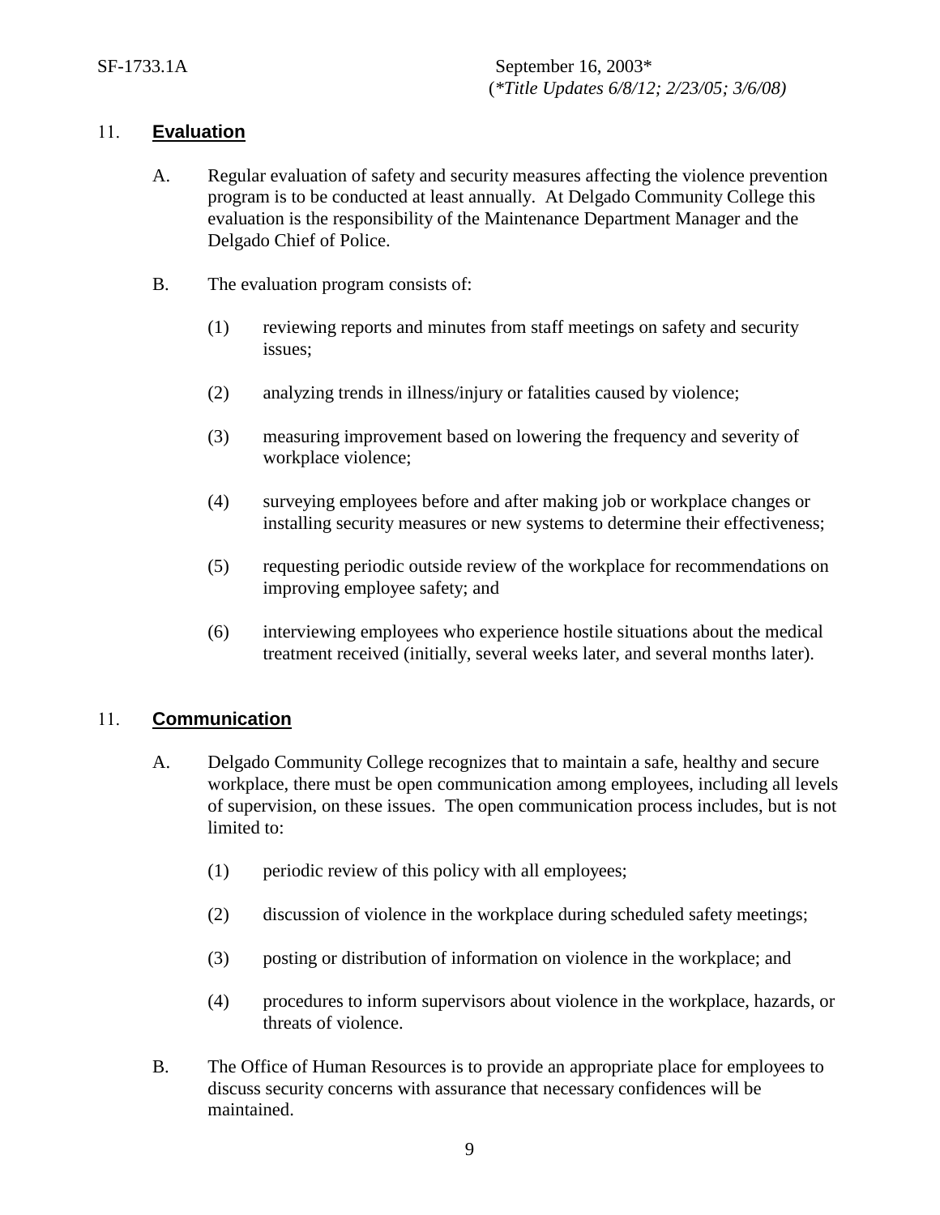## 11. **Evaluation**

A. Regular evaluation of safety and security measures affecting the violence prevention program is to be conducted at least annually. At Delgado Community College this evaluation is the responsibility of the Maintenance Department Manager and the Delgado Chief of Police.

B. The evaluation program consists of:

(1) reviewing reports and minutes from staff meetings on safety and security issues;

(2) analyzing trends in illness/injury or fatalities caused by violence;

(3) measuring improvement based on lowering the frequency and severity of workplace violence;

(4) surveying employees before and after making job or workplace changes or installing security measures or new systems to determine their effectiveness;

(5) requesting periodic outside review of the workplace for recommendations on improving employee safety; and

(6) interviewing employees who experience hostile situations about the medical treatment received (initially, several weeks later, and several months later).

## 11. **Communication**

A. Delgado Community College recognizes that to maintain a safe, healthy and secure workplace, there must be open communication among employees, including all levels of supervision, on these issues. The open communication process includes, but is not limited to:

(1) periodic review of this policy with all employees;

(2) discussion of violence in the workplace during scheduled safety meetings;

(3) posting or distribution of information on violence in the workplace; and

(4) procedures to inform supervisors about violence in the workplace, hazards, or threats of violence.

B. The Office of Human Resources is to provide an appropriate place for employees to discuss security concerns with assurance that necessary confidences will be maintained.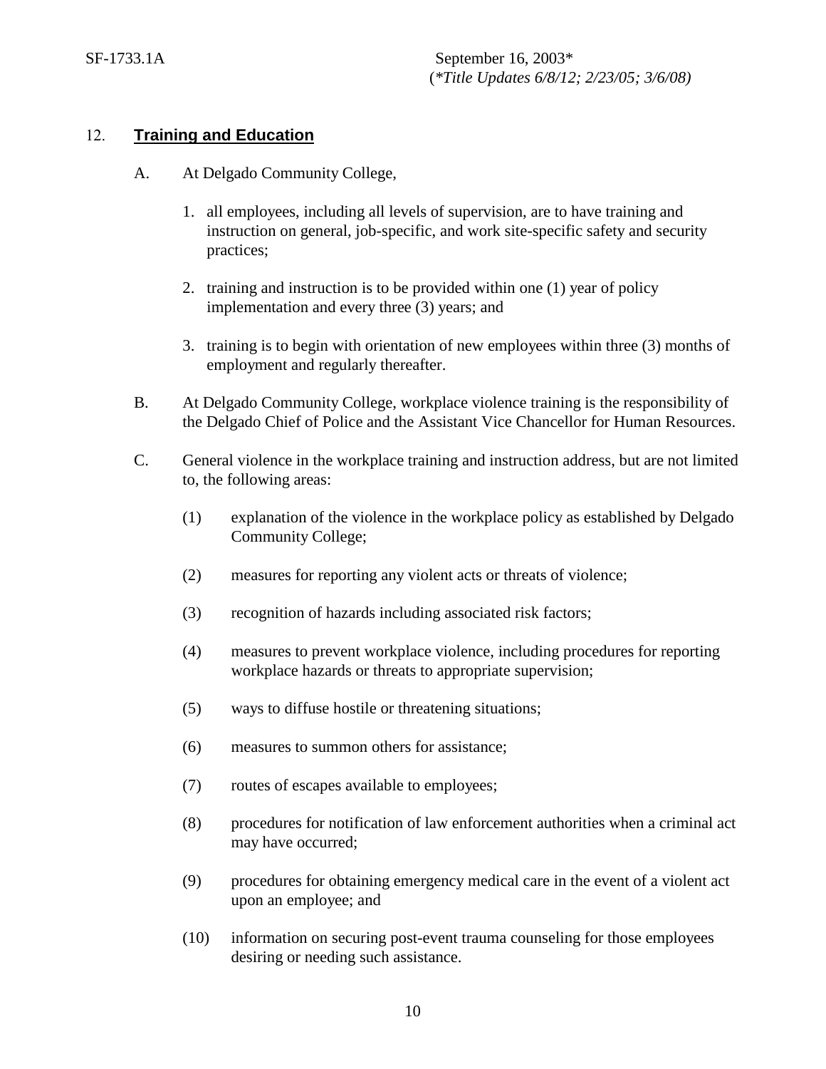## 12. **Training and Education**

A. At Delgado Community College,

1. all employees, including all levels of supervision, are to have training and instruction on general, job-specific, and work site-specific safety and security practices;

2. training and instruction is to be provided within one (1) year of policy implementation and every three (3) years; and

3. training is to begin with orientation of new employees within three (3) months of employment and regularly thereafter.

B. At Delgado Community College, workplace violence training is the responsibility of the Delgado Chief of Police and the Assistant Vice Chancellor for Human Resources.

C. General violence in the workplace training and instruction address, but are not limited to, the following areas:

(1) explanation of the violence in the workplace policy as established by Delgado Community College;

(2) measures for reporting any violent acts or threats of violence;

(3) recognition of hazards including associated risk factors;

(4) measures to prevent workplace violence, including procedures for reporting workplace hazards or threats to appropriate supervision;

(5) ways to diffuse hostile or threatening situations;

(6) measures to summon others for assistance;

(7) routes of escapes available to employees;

(8) procedures for notification of law enforcement authorities when a criminal act may have occurred;

(9) procedures for obtaining emergency medical care in the event of a violent act upon an employee; and

(10) information on securing post-event trauma counseling for those employees desiring or needing such assistance.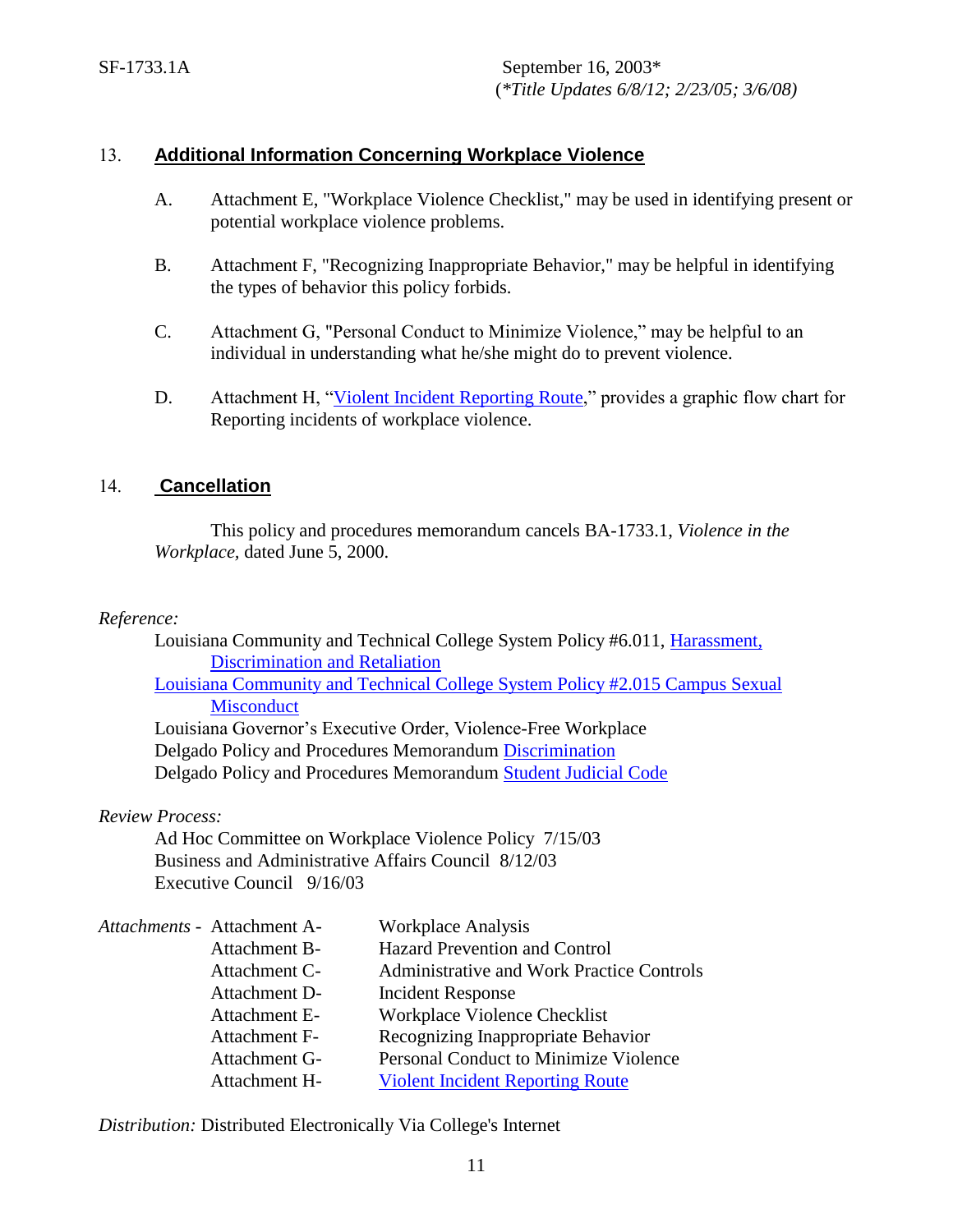## 13. Additional Information Concerning Workplace Violence

A. Attachment E, "Workplace Violence Checklist," may be used in identifying present or potential workplace violence problems.

B. Attachment F, "Recognizing Inappropriate Behavior," may be helpful in identifying the types of behavior this policy forbids.

C. Attachment G, "Personal Conduct to Minimize Violence," may be helpful to an individual in understanding what he/she might do to prevent violence.

D. Attachment H, "Violent Incident Reporting Route," provides a graphic flow chart for Reporting incidents of workplace violence.

## 14. Cancellation

This policy and procedures memorandum cancels BA-1733.1, *Violence in the Workplace,* dated June 5, 2000.

*Reference:*

Louisiana Community and Technical College System Policy #6.011, Harassment, Discrimination and Retaliation
Louisiana Community and Technical College System Policy #2.015 Campus Sexual Misconduct
Louisiana Governor's Executive Order, Violence-Free Workplace
Delgado Policy and Procedures Memorandum Discrimination
Delgado Policy and Procedures Memorandum Student Judicial Code

*Review Process:*

Ad Hoc Committee on Workplace Violence Policy 7/15/03
Business and Administrative Affairs Council 8/12/03
Executive Council 9/16/03

*Attachments -*

| | |
|---|---|
| Attachment A- | Workplace Analysis |
| Attachment B- | Hazard Prevention and Control |
| Attachment C- | Administrative and Work Practice Controls |
| Attachment D- | Incident Response |
| Attachment E- | Workplace Violence Checklist |
| Attachment F- | Recognizing Inappropriate Behavior |
| Attachment G- | Personal Conduct to Minimize Violence |
| Attachment H- | Violent Incident Reporting Route |

*Distribution:* Distributed Electronically Via College's Internet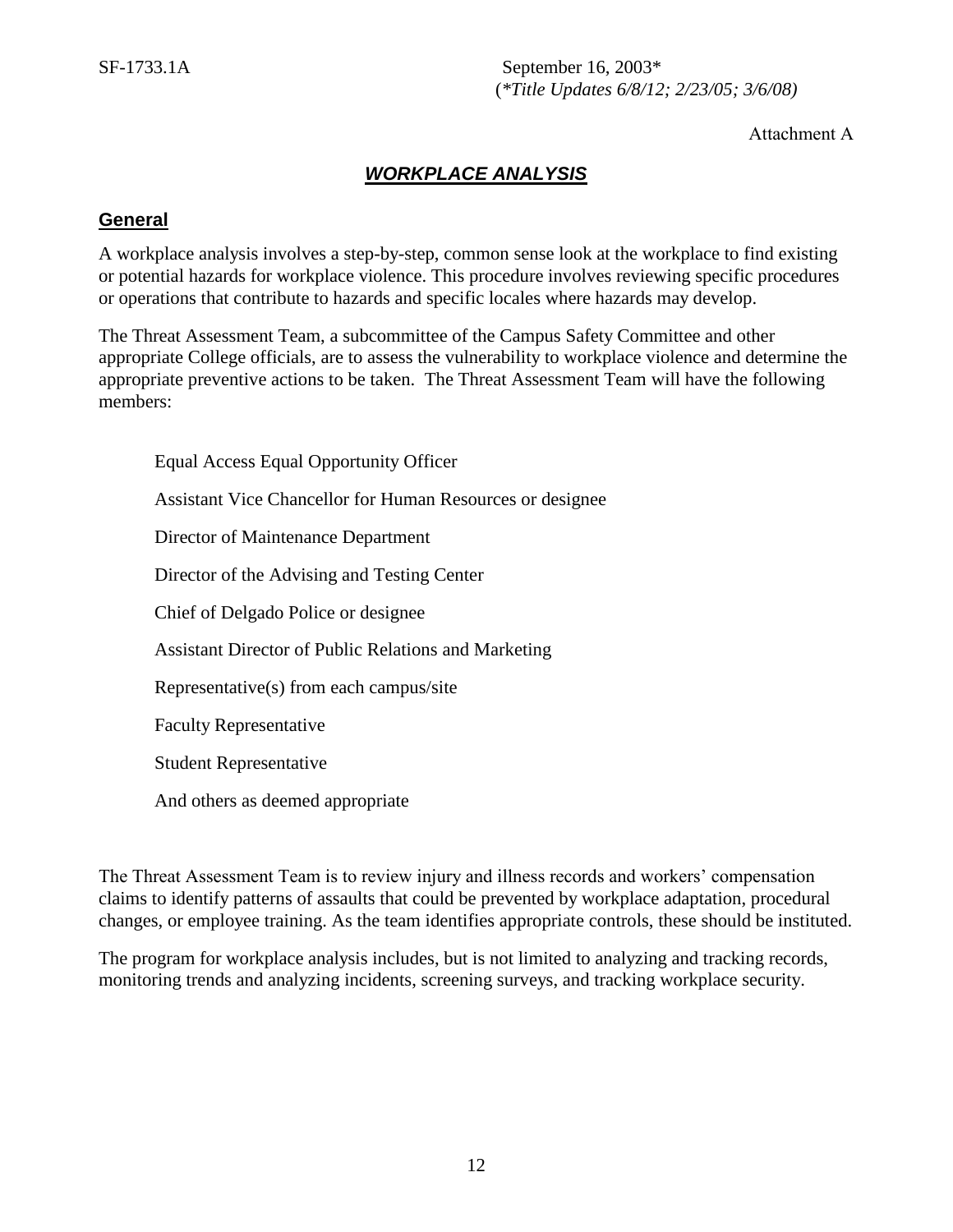SF-1733.1A September 16, 2003*
(*Title Updates 6/8/12; 2/23/05; 3/6/08)*

Attachment A

# ***WORKPLACE ANALYSIS***

## General

A workplace analysis involves a step-by-step, common sense look at the workplace to find existing or potential hazards for workplace violence. This procedure involves reviewing specific procedures or operations that contribute to hazards and specific locales where hazards may develop.

The Threat Assessment Team, a subcommittee of the Campus Safety Committee and other appropriate College officials, are to assess the vulnerability to workplace violence and determine the appropriate preventive actions to be taken. The Threat Assessment Team will have the following members:

- Equal Access Equal Opportunity Officer
- Assistant Vice Chancellor for Human Resources or designee
- Director of Maintenance Department
- Director of the Advising and Testing Center
- Chief of Delgado Police or designee
- Assistant Director of Public Relations and Marketing
- Representative(s) from each campus/site
- Faculty Representative
- Student Representative
- And others as deemed appropriate

The Threat Assessment Team is to review injury and illness records and workers' compensation claims to identify patterns of assaults that could be prevented by workplace adaptation, procedural changes, or employee training. As the team identifies appropriate controls, these should be instituted.

The program for workplace analysis includes, but is not limited to analyzing and tracking records, monitoring trends and analyzing incidents, screening surveys, and tracking workplace security.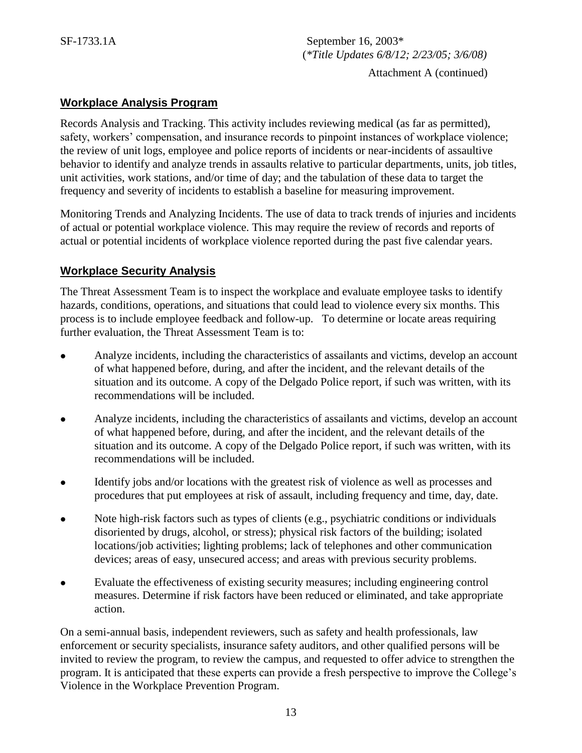## Workplace Analysis Program

Records Analysis and Tracking. This activity includes reviewing medical (as far as permitted), safety, workers' compensation, and insurance records to pinpoint instances of workplace violence; the review of unit logs, employee and police reports of incidents or near-incidents of assaultive behavior to identify and analyze trends in assaults relative to particular departments, units, job titles, unit activities, work stations, and/or time of day; and the tabulation of these data to target the frequency and severity of incidents to establish a baseline for measuring improvement.

Monitoring Trends and Analyzing Incidents. The use of data to track trends of injuries and incidents of actual or potential workplace violence. This may require the review of records and reports of actual or potential incidents of workplace violence reported during the past five calendar years.

## Workplace Security Analysis

The Threat Assessment Team is to inspect the workplace and evaluate employee tasks to identify hazards, conditions, operations, and situations that could lead to violence every six months. This process is to include employee feedback and follow-up. To determine or locate areas requiring further evaluation, the Threat Assessment Team is to:

- Analyze incidents, including the characteristics of assailants and victims, develop an account of what happened before, during, and after the incident, and the relevant details of the situation and its outcome. A copy of the Delgado Police report, if such was written, with its recommendations will be included.
- Analyze incidents, including the characteristics of assailants and victims, develop an account of what happened before, during, and after the incident, and the relevant details of the situation and its outcome. A copy of the Delgado Police report, if such was written, with its recommendations will be included.
- Identify jobs and/or locations with the greatest risk of violence as well as processes and procedures that put employees at risk of assault, including frequency and time, day, date.
- Note high-risk factors such as types of clients (e.g., psychiatric conditions or individuals disoriented by drugs, alcohol, or stress); physical risk factors of the building; isolated locations/job activities; lighting problems; lack of telephones and other communication devices; areas of easy, unsecured access; and areas with previous security problems.
- Evaluate the effectiveness of existing security measures; including engineering control measures. Determine if risk factors have been reduced or eliminated, and take appropriate action.

On a semi-annual basis, independent reviewers, such as safety and health professionals, law enforcement or security specialists, insurance safety auditors, and other qualified persons will be invited to review the program, to review the campus, and requested to offer advice to strengthen the program. It is anticipated that these experts can provide a fresh perspective to improve the College's Violence in the Workplace Prevention Program.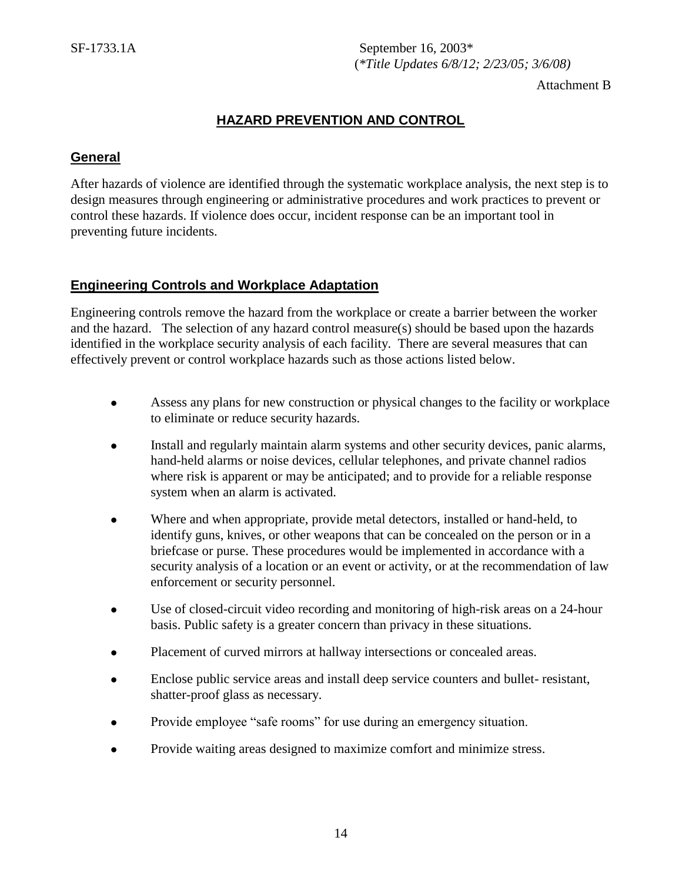Attachment B

# HAZARD PREVENTION AND CONTROL

## General

After hazards of violence are identified through the systematic workplace analysis, the next step is to design measures through engineering or administrative procedures and work practices to prevent or control these hazards. If violence does occur, incident response can be an important tool in preventing future incidents.

## Engineering Controls and Workplace Adaptation

Engineering controls remove the hazard from the workplace or create a barrier between the worker and the hazard. The selection of any hazard control measure(s) should be based upon the hazards identified in the workplace security analysis of each facility. There are several measures that can effectively prevent or control workplace hazards such as those actions listed below.

- Assess any plans for new construction or physical changes to the facility or workplace to eliminate or reduce security hazards.
- Install and regularly maintain alarm systems and other security devices, panic alarms, hand-held alarms or noise devices, cellular telephones, and private channel radios where risk is apparent or may be anticipated; and to provide for a reliable response system when an alarm is activated.
- Where and when appropriate, provide metal detectors, installed or hand-held, to identify guns, knives, or other weapons that can be concealed on the person or in a briefcase or purse. These procedures would be implemented in accordance with a security analysis of a location or an event or activity, or at the recommendation of law enforcement or security personnel.
- Use of closed-circuit video recording and monitoring of high-risk areas on a 24-hour basis. Public safety is a greater concern than privacy in these situations.
- Placement of curved mirrors at hallway intersections or concealed areas.
- Enclose public service areas and install deep service counters and bullet- resistant, shatter-proof glass as necessary.
- Provide employee "safe rooms" for use during an emergency situation.
- Provide waiting areas designed to maximize comfort and minimize stress.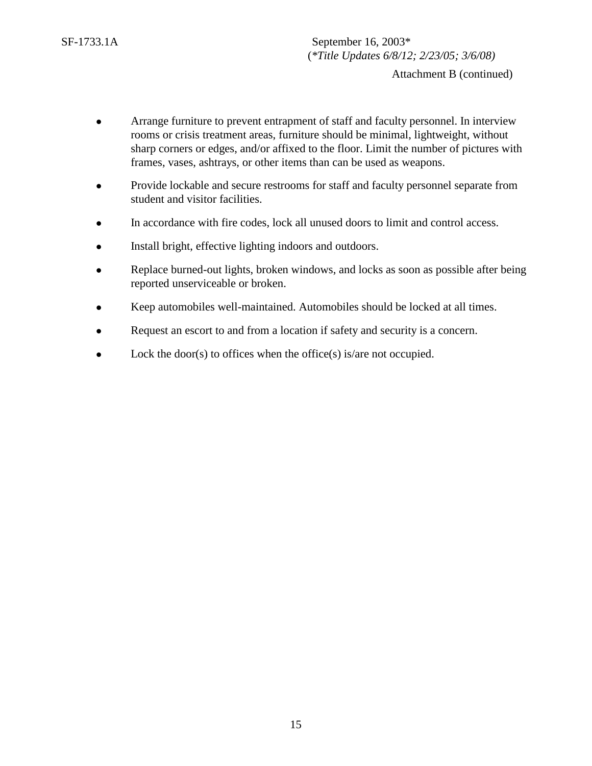- Arrange furniture to prevent entrapment of staff and faculty personnel. In interview rooms or crisis treatment areas, furniture should be minimal, lightweight, without sharp corners or edges, and/or affixed to the floor. Limit the number of pictures with frames, vases, ashtrays, or other items than can be used as weapons.
- Provide lockable and secure restrooms for staff and faculty personnel separate from student and visitor facilities.
- In accordance with fire codes, lock all unused doors to limit and control access.
- Install bright, effective lighting indoors and outdoors.
- Replace burned-out lights, broken windows, and locks as soon as possible after being reported unserviceable or broken.
- Keep automobiles well-maintained. Automobiles should be locked at all times.
- Request an escort to and from a location if safety and security is a concern.
- Lock the door(s) to offices when the office(s) is/are not occupied.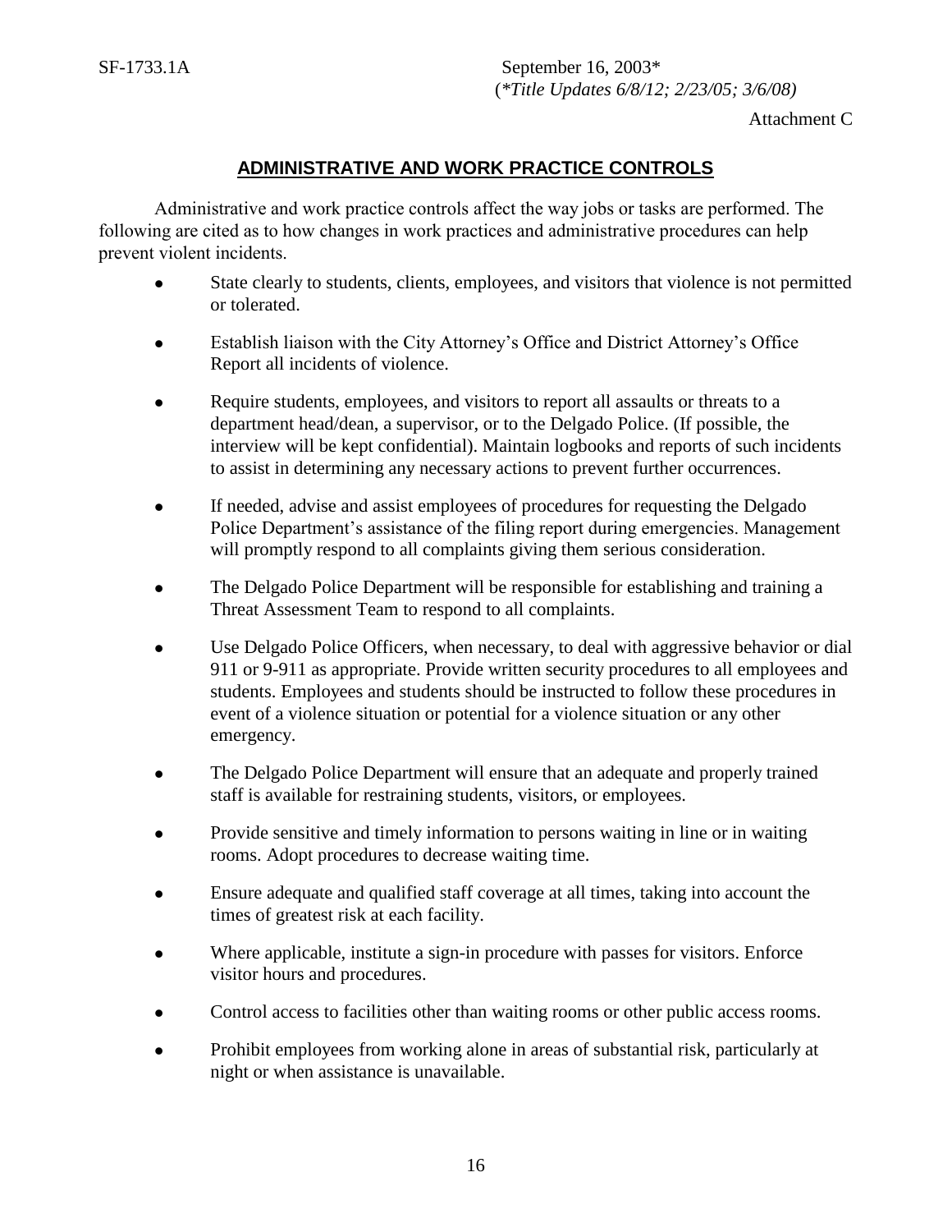SF-1733.1A September 16, 2003*
(*Title Updates 6/8/12; 2/23/05; 3/6/08)

Attachment C

## ADMINISTRATIVE AND WORK PRACTICE CONTROLS

Administrative and work practice controls affect the way jobs or tasks are performed. The following are cited as to how changes in work practices and administrative procedures can help prevent violent incidents.

- State clearly to students, clients, employees, and visitors that violence is not permitted or tolerated.
- Establish liaison with the City Attorney's Office and District Attorney's Office Report all incidents of violence.
- Require students, employees, and visitors to report all assaults or threats to a department head/dean, a supervisor, or to the Delgado Police. (If possible, the interview will be kept confidential). Maintain logbooks and reports of such incidents to assist in determining any necessary actions to prevent further occurrences.
- If needed, advise and assist employees of procedures for requesting the Delgado Police Department's assistance of the filing report during emergencies. Management will promptly respond to all complaints giving them serious consideration.
- The Delgado Police Department will be responsible for establishing and training a Threat Assessment Team to respond to all complaints.
- Use Delgado Police Officers, when necessary, to deal with aggressive behavior or dial 911 or 9-911 as appropriate. Provide written security procedures to all employees and students. Employees and students should be instructed to follow these procedures in event of a violence situation or potential for a violence situation or any other emergency.
- The Delgado Police Department will ensure that an adequate and properly trained staff is available for restraining students, visitors, or employees.
- Provide sensitive and timely information to persons waiting in line or in waiting rooms. Adopt procedures to decrease waiting time.
- Ensure adequate and qualified staff coverage at all times, taking into account the times of greatest risk at each facility.
- Where applicable, institute a sign-in procedure with passes for visitors. Enforce visitor hours and procedures.
- Control access to facilities other than waiting rooms or other public access rooms.
- Prohibit employees from working alone in areas of substantial risk, particularly at night or when assistance is unavailable.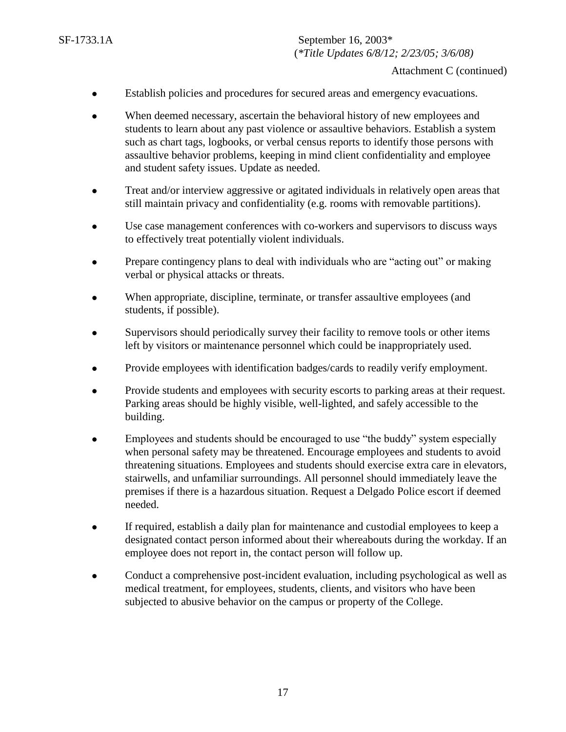Attachment C (continued)

- Establish policies and procedures for secured areas and emergency evacuations.
- When deemed necessary, ascertain the behavioral history of new employees and students to learn about any past violence or assaultive behaviors. Establish a system such as chart tags, logbooks, or verbal census reports to identify those persons with assaultive behavior problems, keeping in mind client confidentiality and employee and student safety issues. Update as needed.
- Treat and/or interview aggressive or agitated individuals in relatively open areas that still maintain privacy and confidentiality (e.g. rooms with removable partitions).
- Use case management conferences with co-workers and supervisors to discuss ways to effectively treat potentially violent individuals.
- Prepare contingency plans to deal with individuals who are "acting out" or making verbal or physical attacks or threats.
- When appropriate, discipline, terminate, or transfer assaultive employees (and students, if possible).
- Supervisors should periodically survey their facility to remove tools or other items left by visitors or maintenance personnel which could be inappropriately used.
- Provide employees with identification badges/cards to readily verify employment.
- Provide students and employees with security escorts to parking areas at their request. Parking areas should be highly visible, well-lighted, and safely accessible to the building.
- Employees and students should be encouraged to use "the buddy" system especially when personal safety may be threatened. Encourage employees and students to avoid threatening situations. Employees and students should exercise extra care in elevators, stairwells, and unfamiliar surroundings. All personnel should immediately leave the premises if there is a hazardous situation. Request a Delgado Police escort if deemed needed.
- If required, establish a daily plan for maintenance and custodial employees to keep a designated contact person informed about their whereabouts during the workday. If an employee does not report in, the contact person will follow up.
- Conduct a comprehensive post-incident evaluation, including psychological as well as medical treatment, for employees, students, clients, and visitors who have been subjected to abusive behavior on the campus or property of the College.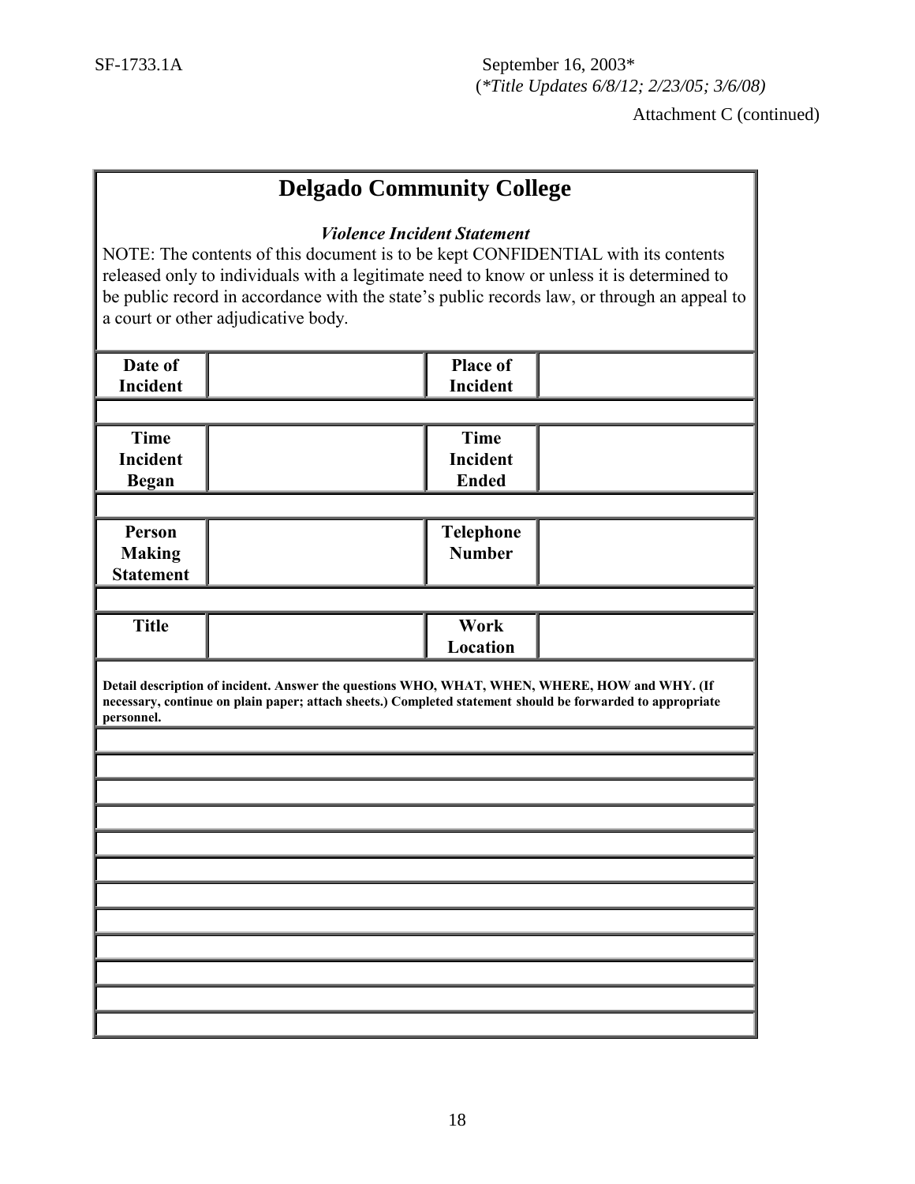SF-1733.1A

September 16, 2003*
(*\*Title Updates 6/8/12; 2/23/05; 3/6/08)*

Attachment C (continued)

# Delgado Community College

***Violence Incident Statement***

NOTE: The contents of this document is to be kept CONFIDENTIAL with its contents released only to individuals with a legitimate need to know or unless it is determined to be public record in accordance with the state's public records law, or through an appeal to a court or other adjudicative body.

| **Date of Incident** | | **Place of Incident** | |
|---|---|---|---|
| | | | |
| **Time Incident Began** | | **Time Incident Ended** | |
| | | | |
| **Person Making Statement** | | **Telephone Number** | |
| | | | |
| **Title** | | **Work Location** | |

**Detail description of incident. Answer the questions WHO, WHAT, WHEN, WHERE, HOW and WHY. (If necessary, continue on plain paper; attach sheets.) Completed statement should be forwarded to appropriate personnel.**

| |
|---|
| |
| |
| |
| |
| |
| |
| |
| |
| |
| |
| |
| |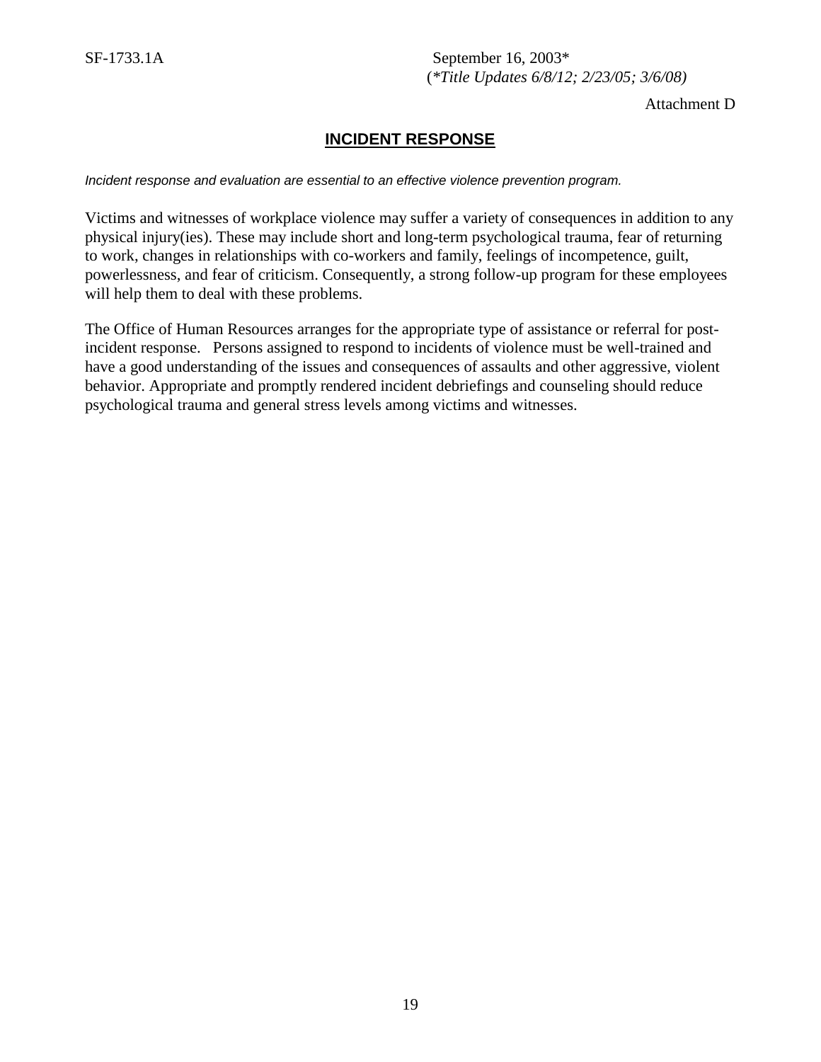Attachment D

## INCIDENT RESPONSE

*Incident response and evaluation are essential to an effective violence prevention program.*

Victims and witnesses of workplace violence may suffer a variety of consequences in addition to any physical injury(ies). These may include short and long-term psychological trauma, fear of returning to work, changes in relationships with co-workers and family, feelings of incompetence, guilt, powerlessness, and fear of criticism. Consequently, a strong follow-up program for these employees will help them to deal with these problems.

The Office of Human Resources arranges for the appropriate type of assistance or referral for post-incident response. Persons assigned to respond to incidents of violence must be well-trained and have a good understanding of the issues and consequences of assaults and other aggressive, violent behavior. Appropriate and promptly rendered incident debriefings and counseling should reduce psychological trauma and general stress levels among victims and witnesses.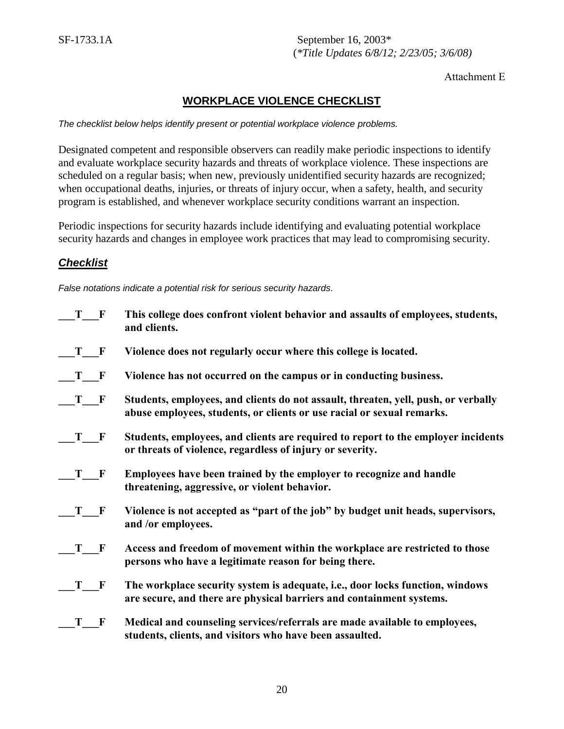SF-1733.1A September 16, 2003*
(*Title Updates 6/8/12; 2/23/05; 3/6/08)

Attachment E

## WORKPLACE VIOLENCE CHECKLIST

*The checklist below helps identify present or potential workplace violence problems.*

Designated competent and responsible observers can readily make periodic inspections to identify and evaluate workplace security hazards and threats of workplace violence. These inspections are scheduled on a regular basis; when new, previously unidentified security hazards are recognized; when occupational deaths, injuries, or threats of injury occur, when a safety, health, and security program is established, and whenever workplace security conditions warrant an inspection.

Periodic inspections for security hazards include identifying and evaluating potential workplace security hazards and changes in employee work practices that may lead to compromising security.

### ***Checklist***

*False notations indicate a potential risk for serious security hazards.*

___T___F **This college does confront violent behavior and assaults of employees, students, and clients.**

___T___F **Violence does not regularly occur where this college is located.**

___T___F **Violence has not occurred on the campus or in conducting business.**

___T___F **Students, employees, and clients do not assault, threaten, yell, push, or verbally abuse employees, students, or clients or use racial or sexual remarks.**

___T___F **Students, employees, and clients are required to report to the employer incidents or threats of violence, regardless of injury or severity.**

___T___F **Employees have been trained by the employer to recognize and handle threatening, aggressive, or violent behavior.**

___T___F **Violence is not accepted as "part of the job" by budget unit heads, supervisors, and /or employees.**

___T___F **Access and freedom of movement within the workplace are restricted to those persons who have a legitimate reason for being there.**

___T___F **The workplace security system is adequate, i.e., door locks function, windows are secure, and there are physical barriers and containment systems.**

___T___F **Medical and counseling services/referrals are made available to employees, students, clients, and visitors who have been assaulted.**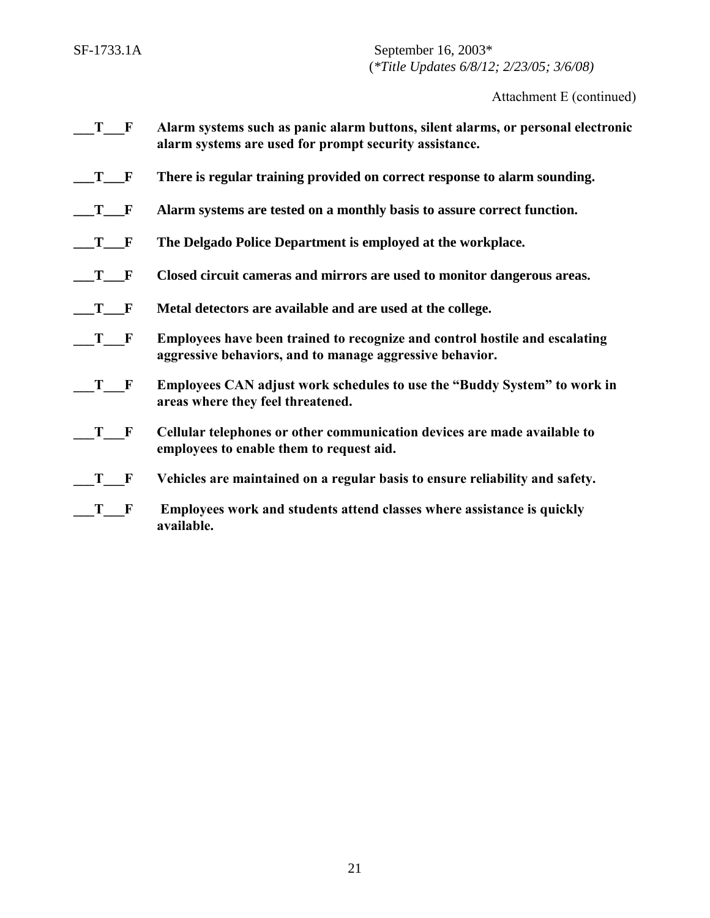Attachment E (continued)

___T___F **Alarm systems such as panic alarm buttons, silent alarms, or personal electronic alarm systems are used for prompt security assistance.**

___T___F **There is regular training provided on correct response to alarm sounding.**

___T___F **Alarm systems are tested on a monthly basis to assure correct function.**

___T___F **The Delgado Police Department is employed at the workplace.**

___T___F **Closed circuit cameras and mirrors are used to monitor dangerous areas.**

___T___F **Metal detectors are available and are used at the college.**

___T___F **Employees have been trained to recognize and control hostile and escalating aggressive behaviors, and to manage aggressive behavior.**

___T___F **Employees CAN adjust work schedules to use the "Buddy System" to work in areas where they feel threatened.**

___T___F **Cellular telephones or other communication devices are made available to employees to enable them to request aid.**

___T___F **Vehicles are maintained on a regular basis to ensure reliability and safety.**

___T___F **Employees work and students attend classes where assistance is quickly available.**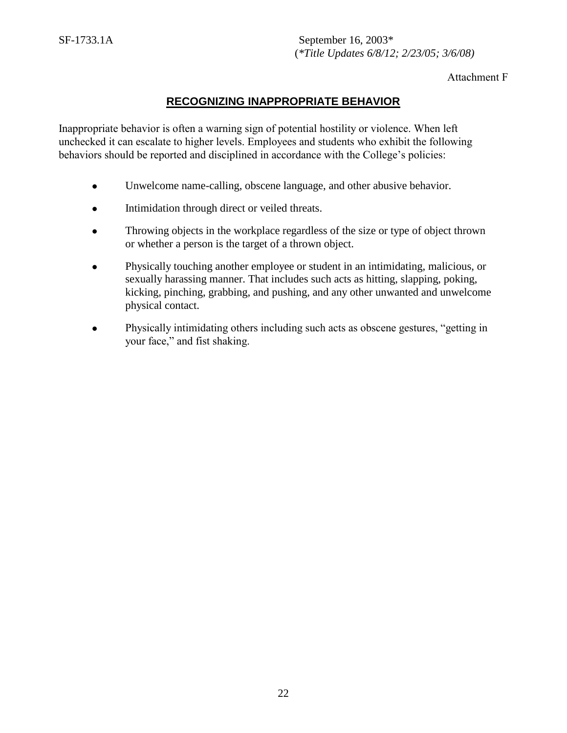SF-1733.1A September 16, 2003*
(*Title Updates 6/8/12; 2/23/05; 3/6/08)*

Attachment F

## RECOGNIZING INAPPROPRIATE BEHAVIOR

Inappropriate behavior is often a warning sign of potential hostility or violence. When left unchecked it can escalate to higher levels. Employees and students who exhibit the following behaviors should be reported and disciplined in accordance with the College's policies:

- Unwelcome name-calling, obscene language, and other abusive behavior.
- Intimidation through direct or veiled threats.
- Throwing objects in the workplace regardless of the size or type of object thrown or whether a person is the target of a thrown object.
- Physically touching another employee or student in an intimidating, malicious, or sexually harassing manner. That includes such acts as hitting, slapping, poking, kicking, pinching, grabbing, and pushing, and any other unwanted and unwelcome physical contact.
- Physically intimidating others including such acts as obscene gestures, "getting in your face," and fist shaking.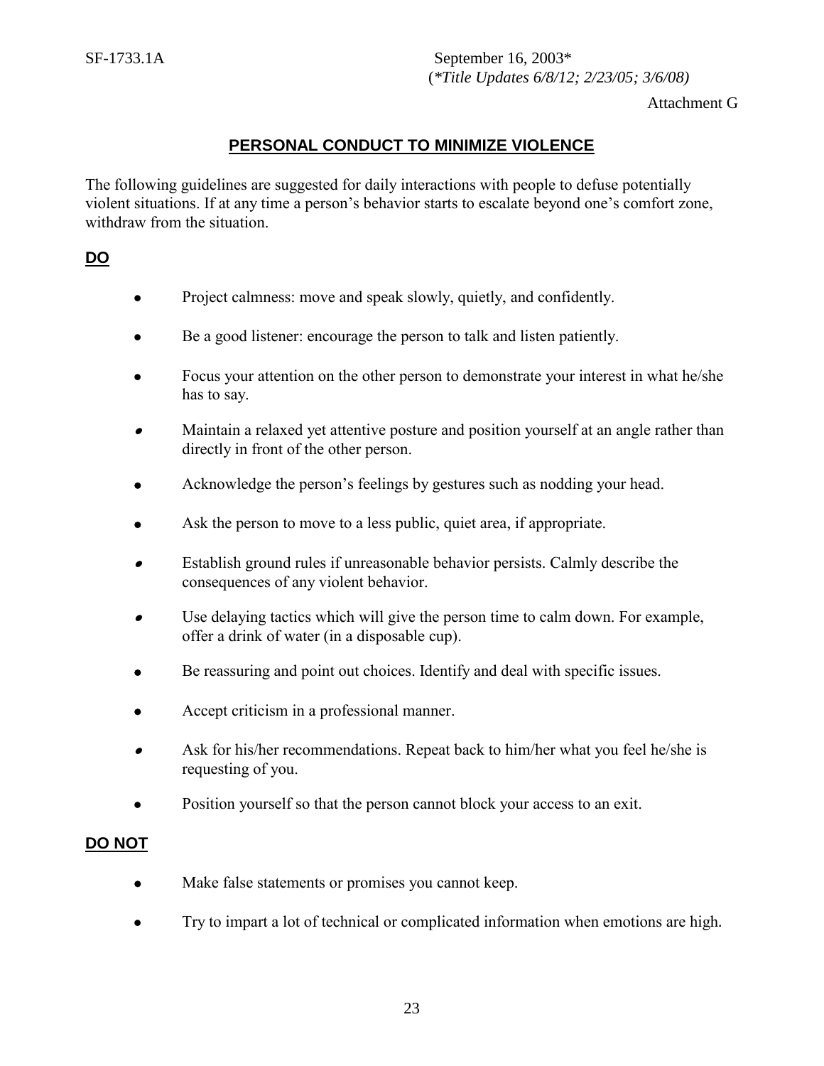SF-1733.1A September 16, 2003*
(*Title Updates 6/8/12; 2/23/05; 3/6/08)*

Attachment G

# PERSONAL CONDUCT TO MINIMIZE VIOLENCE

The following guidelines are suggested for daily interactions with people to defuse potentially violent situations. If at any time a person's behavior starts to escalate beyond one's comfort zone, withdraw from the situation.

## DO

- Project calmness: move and speak slowly, quietly, and confidently.
- Be a good listener: encourage the person to talk and listen patiently.
- Focus your attention on the other person to demonstrate your interest in what he/she has to say.
- Maintain a relaxed yet attentive posture and position yourself at an angle rather than directly in front of the other person.
- Acknowledge the person's feelings by gestures such as nodding your head.
- Ask the person to move to a less public, quiet area, if appropriate.
- Establish ground rules if unreasonable behavior persists. Calmly describe the consequences of any violent behavior.
- Use delaying tactics which will give the person time to calm down. For example, offer a drink of water (in a disposable cup).
- Be reassuring and point out choices. Identify and deal with specific issues.
- Accept criticism in a professional manner.
- Ask for his/her recommendations. Repeat back to him/her what you feel he/she is requesting of you.
- Position yourself so that the person cannot block your access to an exit.

## DO NOT

- Make false statements or promises you cannot keep.
- Try to impart a lot of technical or complicated information when emotions are high.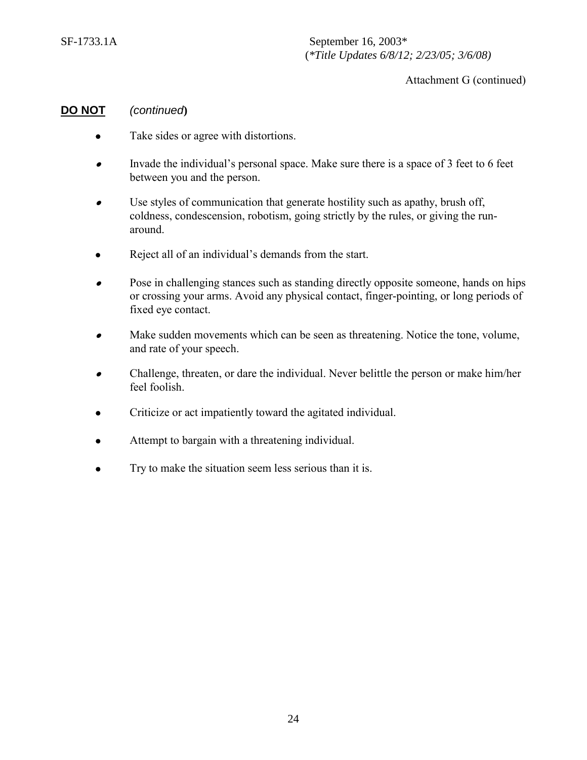Attachment G (continued)

**DO NOT** *(continued)*

- Take sides or agree with distortions.
- Invade the individual's personal space. Make sure there is a space of 3 feet to 6 feet between you and the person.
- Use styles of communication that generate hostility such as apathy, brush off, coldness, condescension, robotism, going strictly by the rules, or giving the run-around.
- Reject all of an individual's demands from the start.
- Pose in challenging stances such as standing directly opposite someone, hands on hips or crossing your arms. Avoid any physical contact, finger-pointing, or long periods of fixed eye contact.
- Make sudden movements which can be seen as threatening. Notice the tone, volume, and rate of your speech.
- Challenge, threaten, or dare the individual. Never belittle the person or make him/her feel foolish.
- Criticize or act impatiently toward the agitated individual.
- Attempt to bargain with a threatening individual.
- Try to make the situation seem less serious than it is.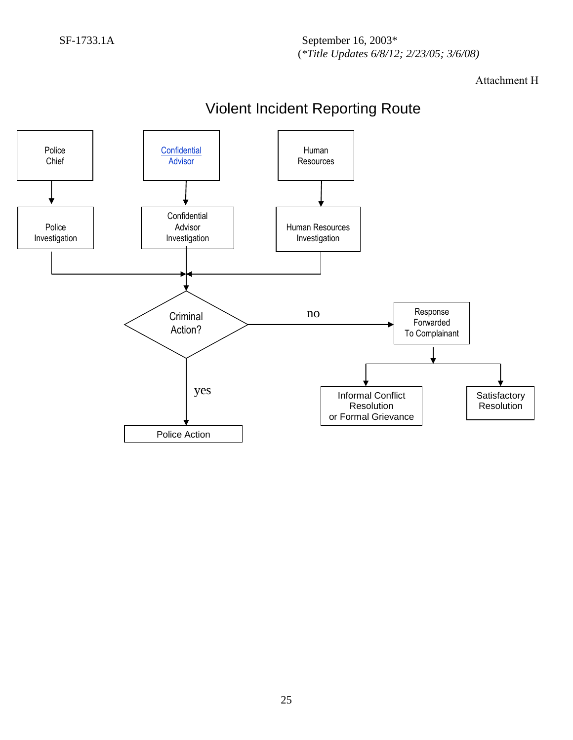SF-1733.1A

September 16, 2003*
(*Title Updates 6/8/12; 2/23/05; 3/6/08)*

Attachment H

# Violent Incident Reporting Route

Police Chief

Confidential Advisor

Human Resources

Police Investigation

Confidential Advisor Investigation

Human Resources Investigation

Criminal Action?

no

Response Forwarded To Complainant

Informal Conflict Resolution or Formal Grievance

Satisfactory Resolution

yes

Police Action